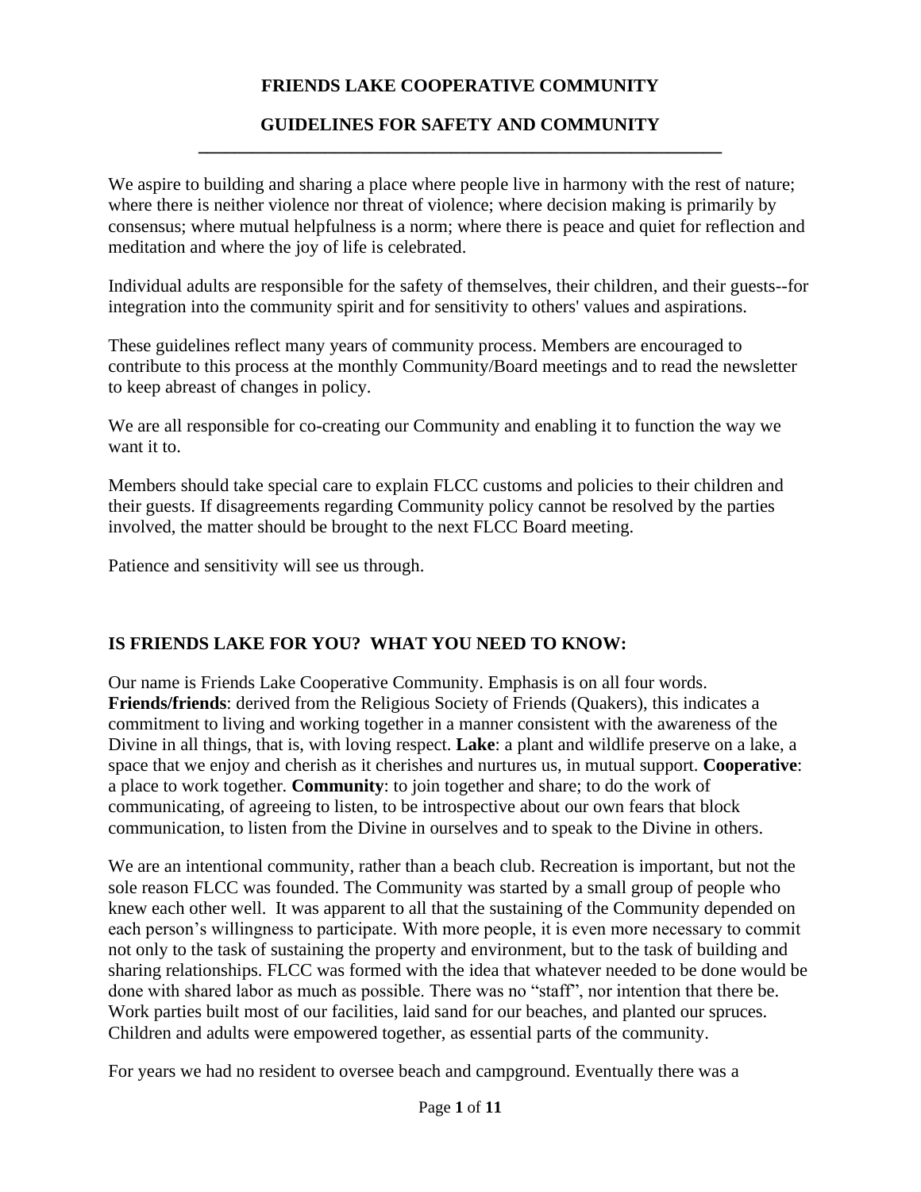# FRIENDS LAKE COOPERATIVE COMMUNITY

## GUIDELINES FOR SAFETY AND COMMUNITY

---

We aspire to building and sharing a place where people live in harmony with the rest of nature; where there is neither violence nor threat of violence; where decision making is primarily by consensus; where mutual helpfulness is a norm; where there is peace and quiet for reflection and meditation and where the joy of life is celebrated.

Individual adults are responsible for the safety of themselves, their children, and their guests--for integration into the community spirit and for sensitivity to others' values and aspirations.

These guidelines reflect many years of community process. Members are encouraged to contribute to this process at the monthly Community/Board meetings and to read the newsletter to keep abreast of changes in policy.

We are all responsible for co-creating our Community and enabling it to function the way we want it to.

Members should take special care to explain FLCC customs and policies to their children and their guests. If disagreements regarding Community policy cannot be resolved by the parties involved, the matter should be brought to the next FLCC Board meeting.

Patience and sensitivity will see us through.

## IS FRIENDS LAKE FOR YOU? WHAT YOU NEED TO KNOW:

Our name is Friends Lake Cooperative Community. Emphasis is on all four words. **Friends/friends**: derived from the Religious Society of Friends (Quakers), this indicates a commitment to living and working together in a manner consistent with the awareness of the Divine in all things, that is, with loving respect. **Lake**: a plant and wildlife preserve on a lake, a space that we enjoy and cherish as it cherishes and nurtures us, in mutual support. **Cooperative**: a place to work together. **Community**: to join together and share; to do the work of communicating, of agreeing to listen, to be introspective about our own fears that block communication, to listen from the Divine in ourselves and to speak to the Divine in others.

We are an intentional community, rather than a beach club. Recreation is important, but not the sole reason FLCC was founded. The Community was started by a small group of people who knew each other well. It was apparent to all that the sustaining of the Community depended on each person's willingness to participate. With more people, it is even more necessary to commit not only to the task of sustaining the property and environment, but to the task of building and sharing relationships. FLCC was formed with the idea that whatever needed to be done would be done with shared labor as much as possible. There was no "staff", nor intention that there be. Work parties built most of our facilities, laid sand for our beaches, and planted our spruces. Children and adults were empowered together, as essential parts of the community.

For years we had no resident to oversee beach and campground. Eventually there was a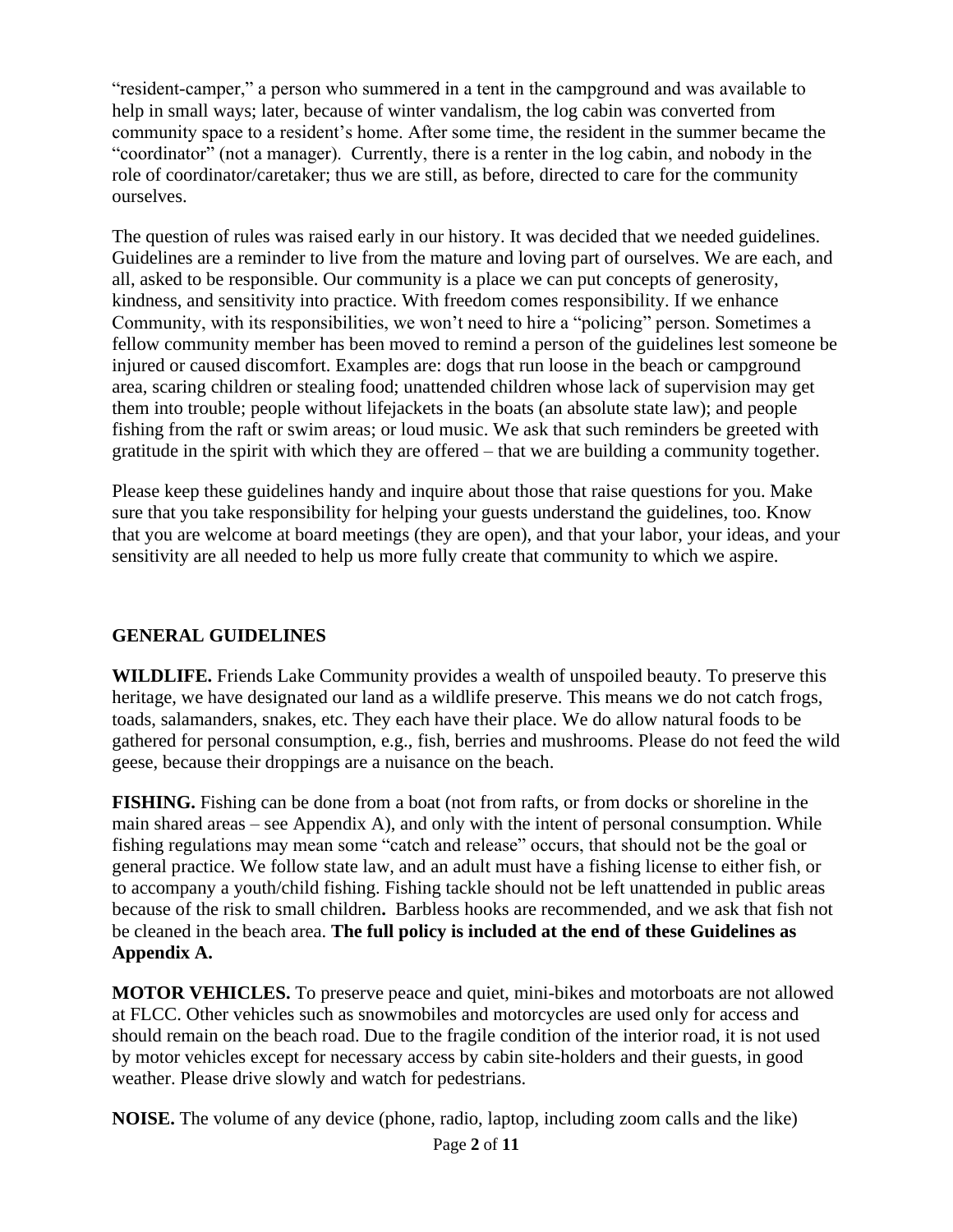"resident-camper," a person who summered in a tent in the campground and was available to help in small ways; later, because of winter vandalism, the log cabin was converted from community space to a resident's home. After some time, the resident in the summer became the "coordinator" (not a manager). Currently, there is a renter in the log cabin, and nobody in the role of coordinator/caretaker; thus we are still, as before, directed to care for the community ourselves.

The question of rules was raised early in our history. It was decided that we needed guidelines. Guidelines are a reminder to live from the mature and loving part of ourselves. We are each, and all, asked to be responsible. Our community is a place we can put concepts of generosity, kindness, and sensitivity into practice. With freedom comes responsibility. If we enhance Community, with its responsibilities, we won't need to hire a "policing" person. Sometimes a fellow community member has been moved to remind a person of the guidelines lest someone be injured or caused discomfort. Examples are: dogs that run loose in the beach or campground area, scaring children or stealing food; unattended children whose lack of supervision may get them into trouble; people without lifejackets in the boats (an absolute state law); and people fishing from the raft or swim areas; or loud music. We ask that such reminders be greeted with gratitude in the spirit with which they are offered – that we are building a community together.

Please keep these guidelines handy and inquire about those that raise questions for you. Make sure that you take responsibility for helping your guests understand the guidelines, too. Know that you are welcome at board meetings (they are open), and that your labor, your ideas, and your sensitivity are all needed to help us more fully create that community to which we aspire.

## GENERAL GUIDELINES

**WILDLIFE.** Friends Lake Community provides a wealth of unspoiled beauty. To preserve this heritage, we have designated our land as a wildlife preserve. This means we do not catch frogs, toads, salamanders, snakes, etc. They each have their place. We do allow natural foods to be gathered for personal consumption, e.g., fish, berries and mushrooms. Please do not feed the wild geese, because their droppings are a nuisance on the beach.

**FISHING.** Fishing can be done from a boat (not from rafts, or from docks or shoreline in the main shared areas – see Appendix A), and only with the intent of personal consumption. While fishing regulations may mean some "catch and release" occurs, that should not be the goal or general practice. We follow state law, and an adult must have a fishing license to either fish, or to accompany a youth/child fishing. Fishing tackle should not be left unattended in public areas because of the risk to small children**.** Barbless hooks are recommended, and we ask that fish not be cleaned in the beach area. **The full policy is included at the end of these Guidelines as Appendix A.**

**MOTOR VEHICLES.** To preserve peace and quiet, mini-bikes and motorboats are not allowed at FLCC. Other vehicles such as snowmobiles and motorcycles are used only for access and should remain on the beach road. Due to the fragile condition of the interior road, it is not used by motor vehicles except for necessary access by cabin site-holders and their guests, in good weather. Please drive slowly and watch for pedestrians.

**NOISE.** The volume of any device (phone, radio, laptop, including zoom calls and the like)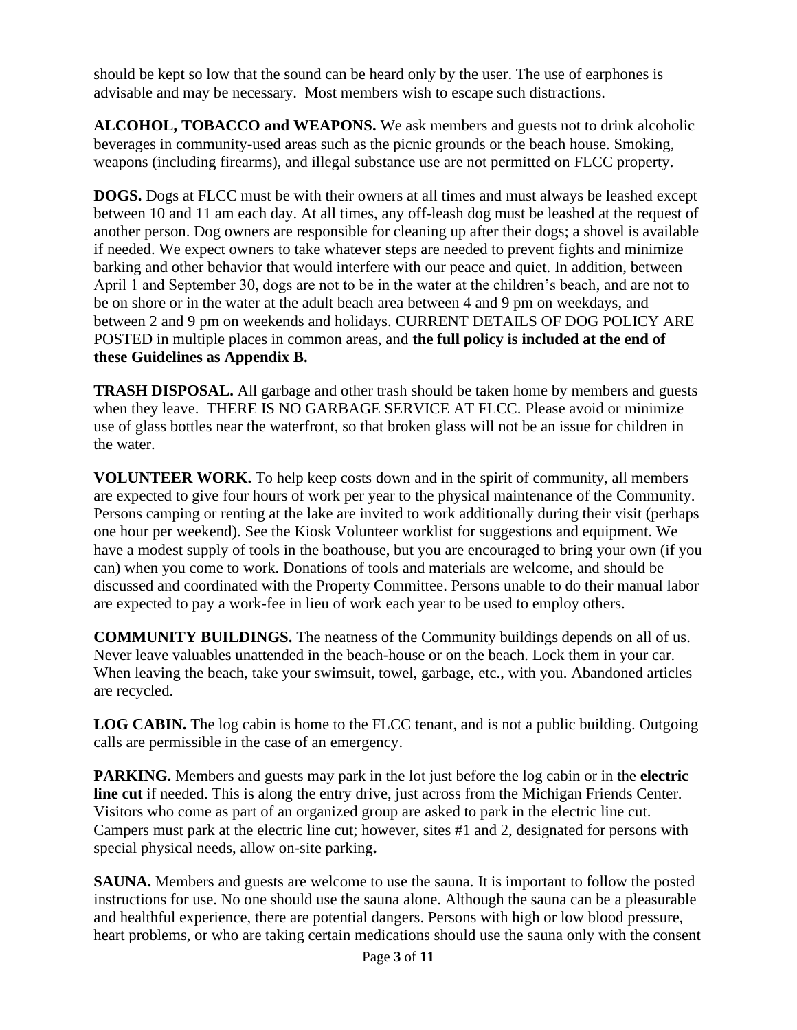should be kept so low that the sound can be heard only by the user. The use of earphones is advisable and may be necessary. Most members wish to escape such distractions.

**ALCOHOL, TOBACCO and WEAPONS.** We ask members and guests not to drink alcoholic beverages in community-used areas such as the picnic grounds or the beach house. Smoking, weapons (including firearms), and illegal substance use are not permitted on FLCC property.

**DOGS.** Dogs at FLCC must be with their owners at all times and must always be leashed except between 10 and 11 am each day. At all times, any off-leash dog must be leashed at the request of another person. Dog owners are responsible for cleaning up after their dogs; a shovel is available if needed. We expect owners to take whatever steps are needed to prevent fights and minimize barking and other behavior that would interfere with our peace and quiet. In addition, between April 1 and September 30, dogs are not to be in the water at the children's beach, and are not to be on shore or in the water at the adult beach area between 4 and 9 pm on weekdays, and between 2 and 9 pm on weekends and holidays. CURRENT DETAILS OF DOG POLICY ARE POSTED in multiple places in common areas, and **the full policy is included at the end of these Guidelines as Appendix B.**

**TRASH DISPOSAL.** All garbage and other trash should be taken home by members and guests when they leave. THERE IS NO GARBAGE SERVICE AT FLCC. Please avoid or minimize use of glass bottles near the waterfront, so that broken glass will not be an issue for children in the water.

**VOLUNTEER WORK.** To help keep costs down and in the spirit of community, all members are expected to give four hours of work per year to the physical maintenance of the Community. Persons camping or renting at the lake are invited to work additionally during their visit (perhaps one hour per weekend). See the Kiosk Volunteer worklist for suggestions and equipment. We have a modest supply of tools in the boathouse, but you are encouraged to bring your own (if you can) when you come to work. Donations of tools and materials are welcome, and should be discussed and coordinated with the Property Committee. Persons unable to do their manual labor are expected to pay a work-fee in lieu of work each year to be used to employ others.

**COMMUNITY BUILDINGS.** The neatness of the Community buildings depends on all of us. Never leave valuables unattended in the beach-house or on the beach. Lock them in your car. When leaving the beach, take your swimsuit, towel, garbage, etc., with you. Abandoned articles are recycled.

**LOG CABIN.** The log cabin is home to the FLCC tenant, and is not a public building. Outgoing calls are permissible in the case of an emergency.

**PARKING.** Members and guests may park in the lot just before the log cabin or in the **electric line cut** if needed. This is along the entry drive, just across from the Michigan Friends Center. Visitors who come as part of an organized group are asked to park in the electric line cut. Campers must park at the electric line cut; however, sites #1 and 2, designated for persons with special physical needs, allow on-site parking**.**

**SAUNA.** Members and guests are welcome to use the sauna. It is important to follow the posted instructions for use. No one should use the sauna alone. Although the sauna can be a pleasurable and healthful experience, there are potential dangers. Persons with high or low blood pressure, heart problems, or who are taking certain medications should use the sauna only with the consent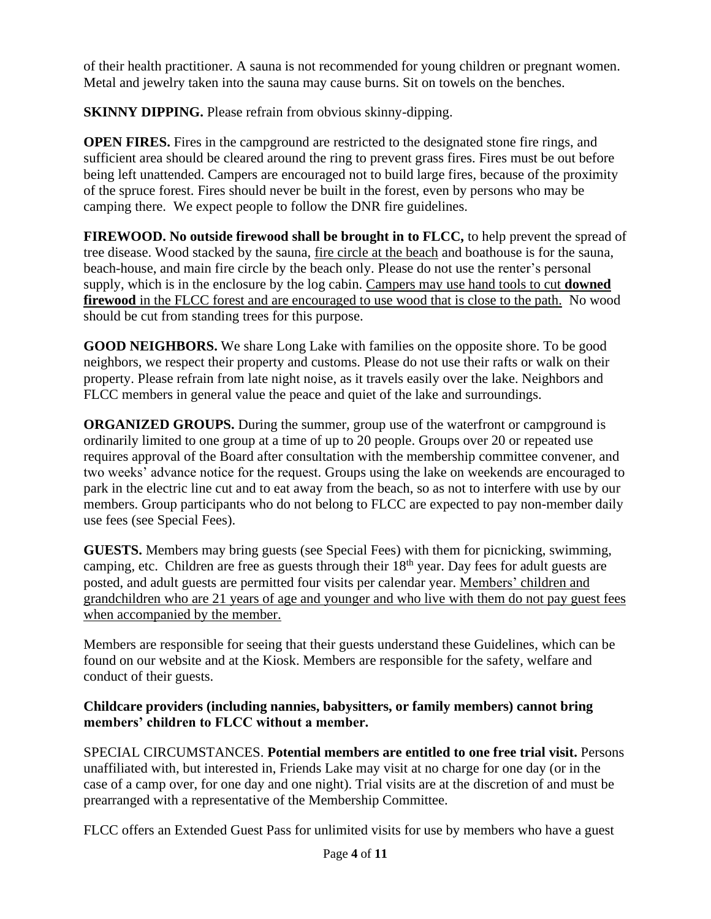of their health practitioner. A sauna is not recommended for young children or pregnant women. Metal and jewelry taken into the sauna may cause burns. Sit on towels on the benches.

**SKINNY DIPPING.** Please refrain from obvious skinny-dipping.

**OPEN FIRES.** Fires in the campground are restricted to the designated stone fire rings, and sufficient area should be cleared around the ring to prevent grass fires. Fires must be out before being left unattended. Campers are encouraged not to build large fires, because of the proximity of the spruce forest. Fires should never be built in the forest, even by persons who may be camping there. We expect people to follow the DNR fire guidelines.

**FIREWOOD. No outside firewood shall be brought in to FLCC,** to help prevent the spread of tree disease. Wood stacked by the sauna, fire circle at the beach and boathouse is for the sauna, beach-house, and main fire circle by the beach only. Please do not use the renter's personal supply, which is in the enclosure by the log cabin. Campers may use hand tools to cut **downed firewood** in the FLCC forest and are encouraged to use wood that is close to the path. No wood should be cut from standing trees for this purpose.

**GOOD NEIGHBORS.** We share Long Lake with families on the opposite shore. To be good neighbors, we respect their property and customs. Please do not use their rafts or walk on their property. Please refrain from late night noise, as it travels easily over the lake. Neighbors and FLCC members in general value the peace and quiet of the lake and surroundings.

**ORGANIZED GROUPS.** During the summer, group use of the waterfront or campground is ordinarily limited to one group at a time of up to 20 people. Groups over 20 or repeated use requires approval of the Board after consultation with the membership committee convener, and two weeks' advance notice for the request. Groups using the lake on weekends are encouraged to park in the electric line cut and to eat away from the beach, so as not to interfere with use by our members. Group participants who do not belong to FLCC are expected to pay non-member daily use fees (see Special Fees).

**GUESTS.** Members may bring guests (see Special Fees) with them for picnicking, swimming, camping, etc. Children are free as guests through their 18th year. Day fees for adult guests are posted, and adult guests are permitted four visits per calendar year. Members' children and grandchildren who are 21 years of age and younger and who live with them do not pay guest fees when accompanied by the member.

Members are responsible for seeing that their guests understand these Guidelines, which can be found on our website and at the Kiosk. Members are responsible for the safety, welfare and conduct of their guests.

**Childcare providers (including nannies, babysitters, or family members) cannot bring members' children to FLCC without a member.**

SPECIAL CIRCUMSTANCES. **Potential members are entitled to one free trial visit.** Persons unaffiliated with, but interested in, Friends Lake may visit at no charge for one day (or in the case of a camp over, for one day and one night). Trial visits are at the discretion of and must be prearranged with a representative of the Membership Committee.

FLCC offers an Extended Guest Pass for unlimited visits for use by members who have a guest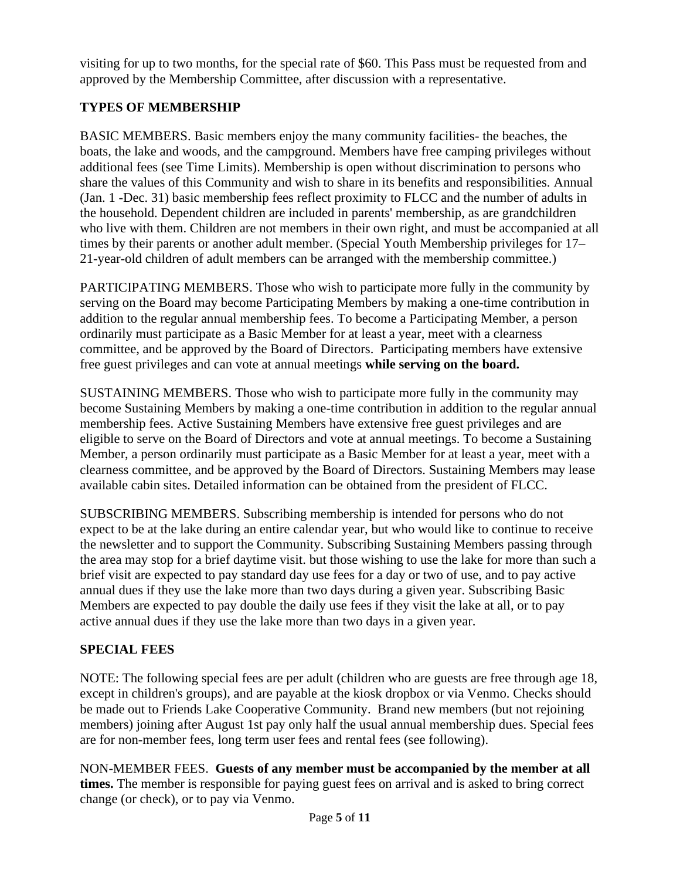visiting for up to two months, for the special rate of $60. This Pass must be requested from and approved by the Membership Committee, after discussion with a representative.

## TYPES OF MEMBERSHIP

BASIC MEMBERS. Basic members enjoy the many community facilities- the beaches, the boats, the lake and woods, and the campground. Members have free camping privileges without additional fees (see Time Limits). Membership is open without discrimination to persons who share the values of this Community and wish to share in its benefits and responsibilities. Annual (Jan. 1 -Dec. 31) basic membership fees reflect proximity to FLCC and the number of adults in the household. Dependent children are included in parents' membership, as are grandchildren who live with them. Children are not members in their own right, and must be accompanied at all times by their parents or another adult member. (Special Youth Membership privileges for 17–21-year-old children of adult members can be arranged with the membership committee.)

PARTICIPATING MEMBERS. Those who wish to participate more fully in the community by serving on the Board may become Participating Members by making a one-time contribution in addition to the regular annual membership fees. To become a Participating Member, a person ordinarily must participate as a Basic Member for at least a year, meet with a clearness committee, and be approved by the Board of Directors. Participating members have extensive free guest privileges and can vote at annual meetings **while serving on the board.**

SUSTAINING MEMBERS. Those who wish to participate more fully in the community may become Sustaining Members by making a one-time contribution in addition to the regular annual membership fees. Active Sustaining Members have extensive free guest privileges and are eligible to serve on the Board of Directors and vote at annual meetings. To become a Sustaining Member, a person ordinarily must participate as a Basic Member for at least a year, meet with a clearness committee, and be approved by the Board of Directors. Sustaining Members may lease available cabin sites. Detailed information can be obtained from the president of FLCC.

SUBSCRIBING MEMBERS. Subscribing membership is intended for persons who do not expect to be at the lake during an entire calendar year, but who would like to continue to receive the newsletter and to support the Community. Subscribing Sustaining Members passing through the area may stop for a brief daytime visit. but those wishing to use the lake for more than such a brief visit are expected to pay standard day use fees for a day or two of use, and to pay active annual dues if they use the lake more than two days during a given year. Subscribing Basic Members are expected to pay double the daily use fees if they visit the lake at all, or to pay active annual dues if they use the lake more than two days in a given year.

## SPECIAL FEES

NOTE: The following special fees are per adult (children who are guests are free through age 18, except in children's groups), and are payable at the kiosk dropbox or via Venmo. Checks should be made out to Friends Lake Cooperative Community. Brand new members (but not rejoining members) joining after August 1st pay only half the usual annual membership dues. Special fees are for non-member fees, long term user fees and rental fees (see following).

NON-MEMBER FEES. **Guests of any member must be accompanied by the member at all times.** The member is responsible for paying guest fees on arrival and is asked to bring correct change (or check), or to pay via Venmo.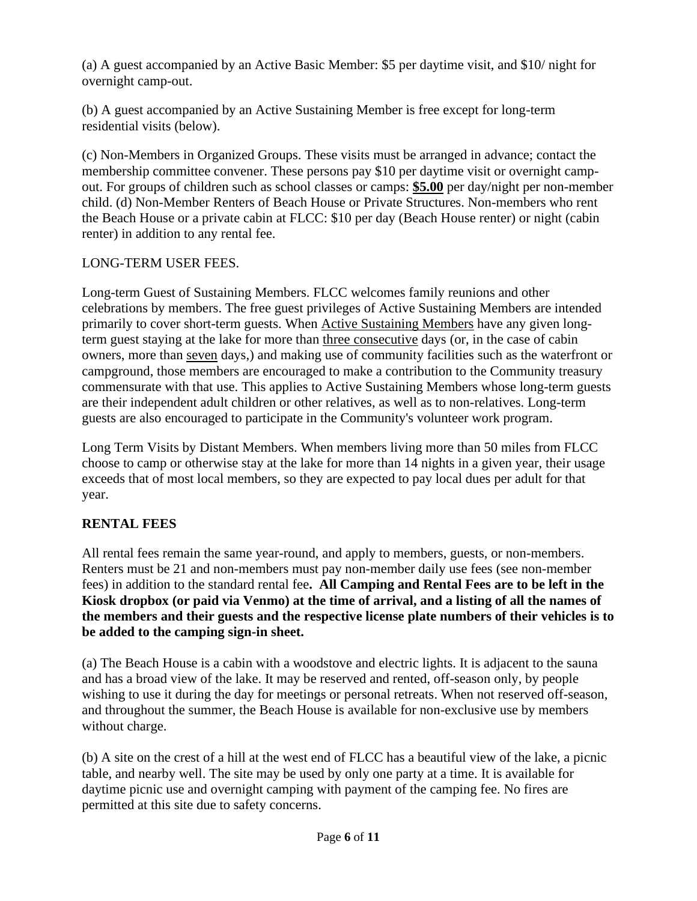(a) A guest accompanied by an Active Basic Member: $5 per daytime visit, and $10/ night for overnight camp-out.

(b) A guest accompanied by an Active Sustaining Member is free except for long-term residential visits (below).

(c) Non-Members in Organized Groups. These visits must be arranged in advance; contact the membership committee convener. These persons pay $10 per daytime visit or overnight camp-out. For groups of children such as school classes or camps: **$5.00** per day/night per non-member child. (d) Non-Member Renters of Beach House or Private Structures. Non-members who rent the Beach House or a private cabin at FLCC: $10 per day (Beach House renter) or night (cabin renter) in addition to any rental fee.

LONG-TERM USER FEES.

Long-term Guest of Sustaining Members. FLCC welcomes family reunions and other celebrations by members. The free guest privileges of Active Sustaining Members are intended primarily to cover short-term guests. When Active Sustaining Members have any given long-term guest staying at the lake for more than three consecutive days (or, in the case of cabin owners, more than seven days,) and making use of community facilities such as the waterfront or campground, those members are encouraged to make a contribution to the Community treasury commensurate with that use. This applies to Active Sustaining Members whose long-term guests are their independent adult children or other relatives, as well as to non-relatives. Long-term guests are also encouraged to participate in the Community's volunteer work program.

Long Term Visits by Distant Members. When members living more than 50 miles from FLCC choose to camp or otherwise stay at the lake for more than 14 nights in a given year, their usage exceeds that of most local members, so they are expected to pay local dues per adult for that year.

**RENTAL FEES**

All rental fees remain the same year-round, and apply to members, guests, or non-members. Renters must be 21 and non-members must pay non-member daily use fees (see non-member fees) in addition to the standard rental fee**. All Camping and Rental Fees are to be left in the Kiosk dropbox (or paid via Venmo) at the time of arrival, and a listing of all the names of the members and their guests and the respective license plate numbers of their vehicles is to be added to the camping sign-in sheet.**

(a) The Beach House is a cabin with a woodstove and electric lights. It is adjacent to the sauna and has a broad view of the lake. It may be reserved and rented, off-season only, by people wishing to use it during the day for meetings or personal retreats. When not reserved off-season, and throughout the summer, the Beach House is available for non-exclusive use by members without charge.

(b) A site on the crest of a hill at the west end of FLCC has a beautiful view of the lake, a picnic table, and nearby well. The site may be used by only one party at a time. It is available for daytime picnic use and overnight camping with payment of the camping fee. No fires are permitted at this site due to safety concerns.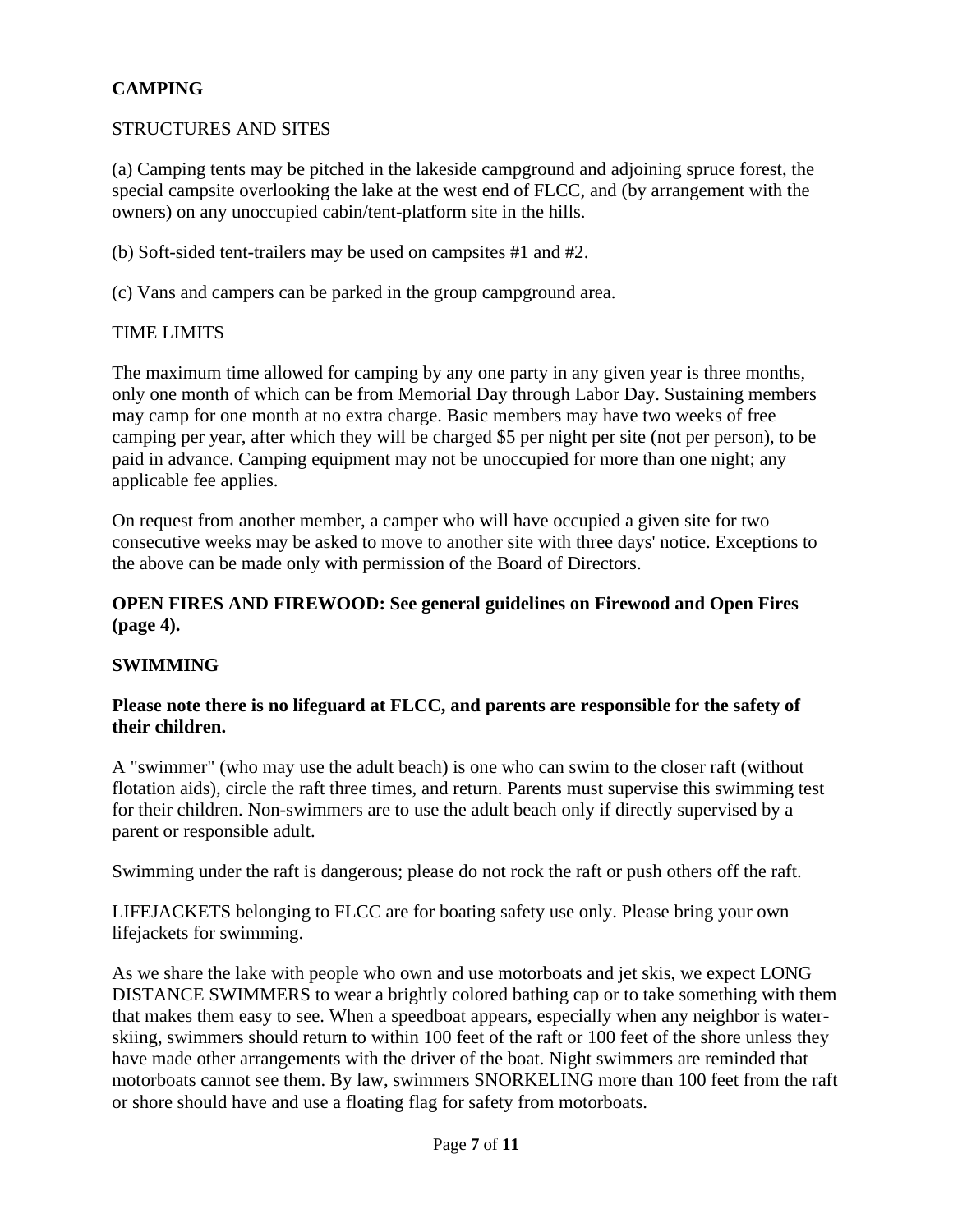## CAMPING

### STRUCTURES AND SITES

(a) Camping tents may be pitched in the lakeside campground and adjoining spruce forest, the special campsite overlooking the lake at the west end of FLCC, and (by arrangement with the owners) on any unoccupied cabin/tent-platform site in the hills.

(b) Soft-sided tent-trailers may be used on campsites #1 and #2.

(c) Vans and campers can be parked in the group campground area.

### TIME LIMITS

The maximum time allowed for camping by any one party in any given year is three months, only one month of which can be from Memorial Day through Labor Day. Sustaining members may camp for one month at no extra charge. Basic members may have two weeks of free camping per year, after which they will be charged $5 per night per site (not per person), to be paid in advance. Camping equipment may not be unoccupied for more than one night; any applicable fee applies.

On request from another member, a camper who will have occupied a given site for two consecutive weeks may be asked to move to another site with three days' notice. Exceptions to the above can be made only with permission of the Board of Directors.

**OPEN FIRES AND FIREWOOD: See general guidelines on Firewood and Open Fires (page 4).**

## SWIMMING

**Please note there is no lifeguard at FLCC, and parents are responsible for the safety of their children.**

A "swimmer" (who may use the adult beach) is one who can swim to the closer raft (without flotation aids), circle the raft three times, and return. Parents must supervise this swimming test for their children. Non-swimmers are to use the adult beach only if directly supervised by a parent or responsible adult.

Swimming under the raft is dangerous; please do not rock the raft or push others off the raft.

LIFEJACKETS belonging to FLCC are for boating safety use only. Please bring your own lifejackets for swimming.

As we share the lake with people who own and use motorboats and jet skis, we expect LONG DISTANCE SWIMMERS to wear a brightly colored bathing cap or to take something with them that makes them easy to see. When a speedboat appears, especially when any neighbor is water-skiing, swimmers should return to within 100 feet of the raft or 100 feet of the shore unless they have made other arrangements with the driver of the boat. Night swimmers are reminded that motorboats cannot see them. By law, swimmers SNORKELING more than 100 feet from the raft or shore should have and use a floating flag for safety from motorboats.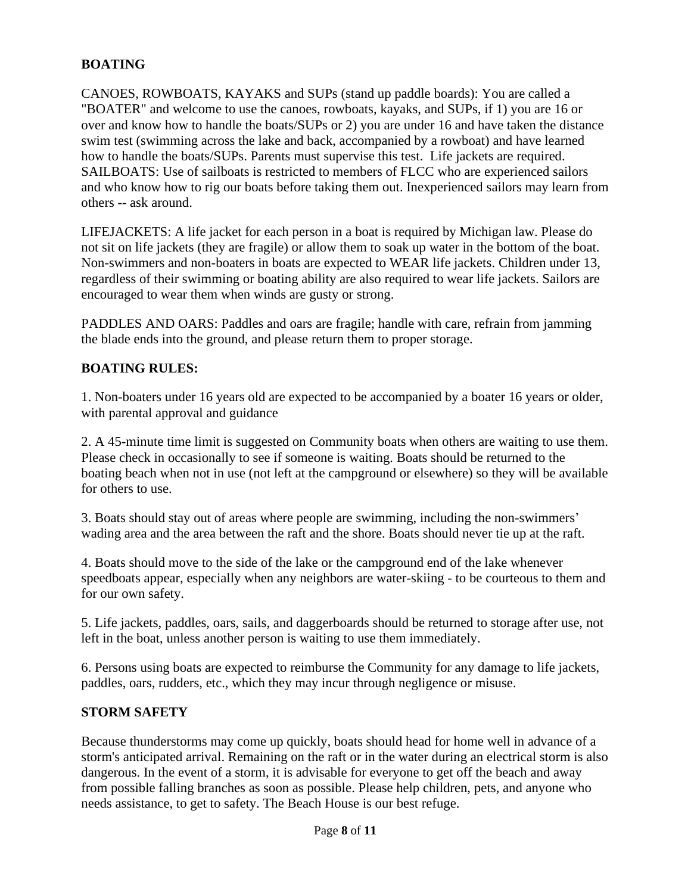## BOATING

CANOES, ROWBOATS, KAYAKS and SUPs (stand up paddle boards): You are called a "BOATER" and welcome to use the canoes, rowboats, kayaks, and SUPs, if 1) you are 16 or over and know how to handle the boats/SUPs or 2) you are under 16 and have taken the distance swim test (swimming across the lake and back, accompanied by a rowboat) and have learned how to handle the boats/SUPs. Parents must supervise this test. Life jackets are required. SAILBOATS: Use of sailboats is restricted to members of FLCC who are experienced sailors and who know how to rig our boats before taking them out. Inexperienced sailors may learn from others -- ask around.

LIFEJACKETS: A life jacket for each person in a boat is required by Michigan law. Please do not sit on life jackets (they are fragile) or allow them to soak up water in the bottom of the boat. Non-swimmers and non-boaters in boats are expected to WEAR life jackets. Children under 13, regardless of their swimming or boating ability are also required to wear life jackets. Sailors are encouraged to wear them when winds are gusty or strong.

PADDLES AND OARS: Paddles and oars are fragile; handle with care, refrain from jamming the blade ends into the ground, and please return them to proper storage.

## BOATING RULES:

1. Non-boaters under 16 years old are expected to be accompanied by a boater 16 years or older, with parental approval and guidance

2. A 45-minute time limit is suggested on Community boats when others are waiting to use them. Please check in occasionally to see if someone is waiting. Boats should be returned to the boating beach when not in use (not left at the campground or elsewhere) so they will be available for others to use.

3. Boats should stay out of areas where people are swimming, including the non-swimmers' wading area and the area between the raft and the shore. Boats should never tie up at the raft.

4. Boats should move to the side of the lake or the campground end of the lake whenever speedboats appear, especially when any neighbors are water-skiing - to be courteous to them and for our own safety.

5. Life jackets, paddles, oars, sails, and daggerboards should be returned to storage after use, not left in the boat, unless another person is waiting to use them immediately.

6. Persons using boats are expected to reimburse the Community for any damage to life jackets, paddles, oars, rudders, etc., which they may incur through negligence or misuse.

## STORM SAFETY

Because thunderstorms may come up quickly, boats should head for home well in advance of a storm's anticipated arrival. Remaining on the raft or in the water during an electrical storm is also dangerous. In the event of a storm, it is advisable for everyone to get off the beach and away from possible falling branches as soon as possible. Please help children, pets, and anyone who needs assistance, to get to safety. The Beach House is our best refuge.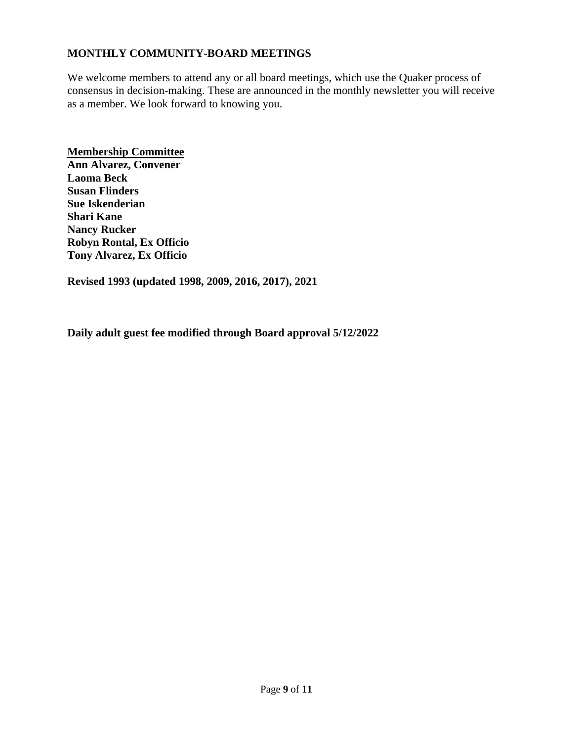## MONTHLY COMMUNITY-BOARD MEETINGS

We welcome members to attend any or all board meetings, which use the Quaker process of consensus in decision-making. These are announced in the monthly newsletter you will receive as a member. We look forward to knowing you.

<u>**Membership Committee**</u>
**Ann Alvarez, Convener**
**Laoma Beck**
**Susan Flinders**
**Sue Iskenderian**
**Shari Kane**
**Nancy Rucker**
**Robyn Rontal, Ex Officio**
**Tony Alvarez, Ex Officio**

**Revised 1993 (updated 1998, 2009, 2016, 2017), 2021**

**Daily adult guest fee modified through Board approval 5/12/2022**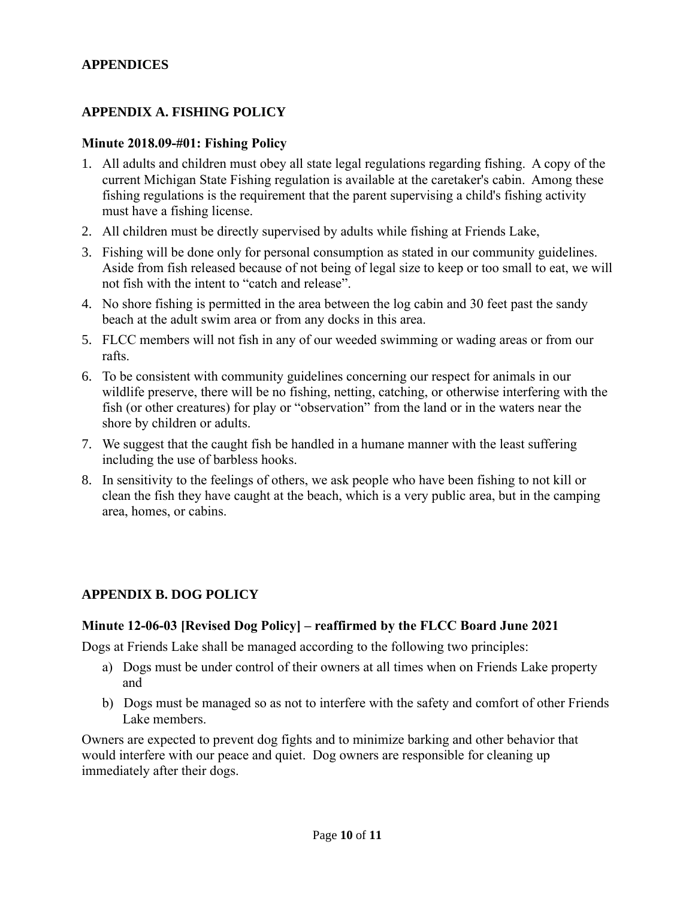## APPENDICES

## APPENDIX A. FISHING POLICY

### Minute 2018.09-#01: Fishing Policy

1. All adults and children must obey all state legal regulations regarding fishing. A copy of the current Michigan State Fishing regulation is available at the caretaker's cabin. Among these fishing regulations is the requirement that the parent supervising a child's fishing activity must have a fishing license.
2. All children must be directly supervised by adults while fishing at Friends Lake,
3. Fishing will be done only for personal consumption as stated in our community guidelines. Aside from fish released because of not being of legal size to keep or too small to eat, we will not fish with the intent to "catch and release".
4. No shore fishing is permitted in the area between the log cabin and 30 feet past the sandy beach at the adult swim area or from any docks in this area.
5. FLCC members will not fish in any of our weeded swimming or wading areas or from our rafts.
6. To be consistent with community guidelines concerning our respect for animals in our wildlife preserve, there will be no fishing, netting, catching, or otherwise interfering with the fish (or other creatures) for play or "observation" from the land or in the waters near the shore by children or adults.
7. We suggest that the caught fish be handled in a humane manner with the least suffering including the use of barbless hooks.
8. In sensitivity to the feelings of others, we ask people who have been fishing to not kill or clean the fish they have caught at the beach, which is a very public area, but in the camping area, homes, or cabins.

## APPENDIX B. DOG POLICY

### Minute 12-06-03 [Revised Dog Policy] – reaffirmed by the FLCC Board June 2021

Dogs at Friends Lake shall be managed according to the following two principles:

a) Dogs must be under control of their owners at all times when on Friends Lake property and

b) Dogs must be managed so as not to interfere with the safety and comfort of other Friends Lake members.

Owners are expected to prevent dog fights and to minimize barking and other behavior that would interfere with our peace and quiet. Dog owners are responsible for cleaning up immediately after their dogs.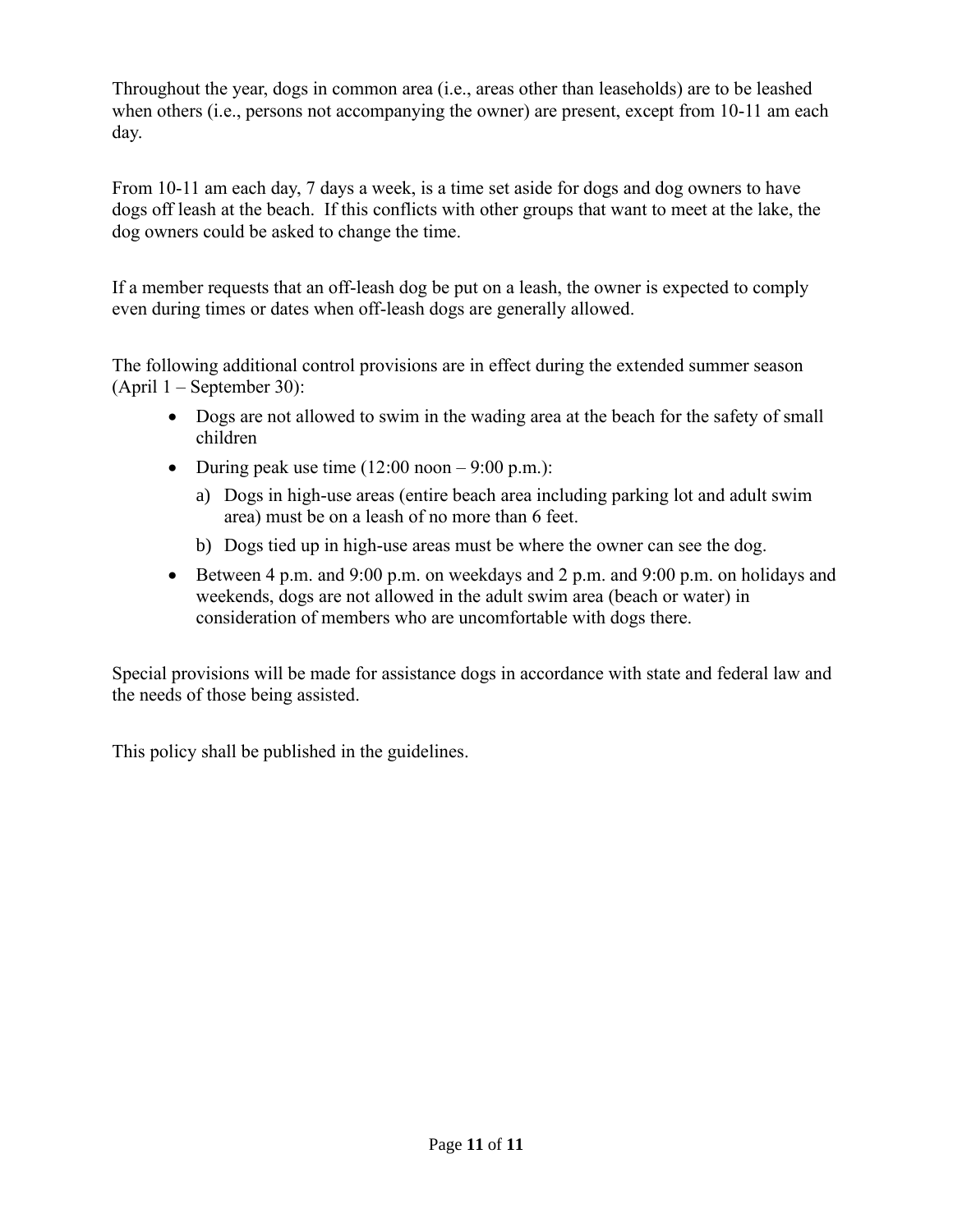Throughout the year, dogs in common area (i.e., areas other than leaseholds) are to be leashed when others (i.e., persons not accompanying the owner) are present, except from 10-11 am each day.

From 10-11 am each day, 7 days a week, is a time set aside for dogs and dog owners to have dogs off leash at the beach. If this conflicts with other groups that want to meet at the lake, the dog owners could be asked to change the time.

If a member requests that an off-leash dog be put on a leash, the owner is expected to comply even during times or dates when off-leash dogs are generally allowed.

The following additional control provisions are in effect during the extended summer season (April 1 – September 30):

- Dogs are not allowed to swim in the wading area at the beach for the safety of small children
- During peak use time (12:00 noon – 9:00 p.m.):
  a) Dogs in high-use areas (entire beach area including parking lot and adult swim area) must be on a leash of no more than 6 feet.
  b) Dogs tied up in high-use areas must be where the owner can see the dog.
- Between 4 p.m. and 9:00 p.m. on weekdays and 2 p.m. and 9:00 p.m. on holidays and weekends, dogs are not allowed in the adult swim area (beach or water) in consideration of members who are uncomfortable with dogs there.

Special provisions will be made for assistance dogs in accordance with state and federal law and the needs of those being assisted.

This policy shall be published in the guidelines.